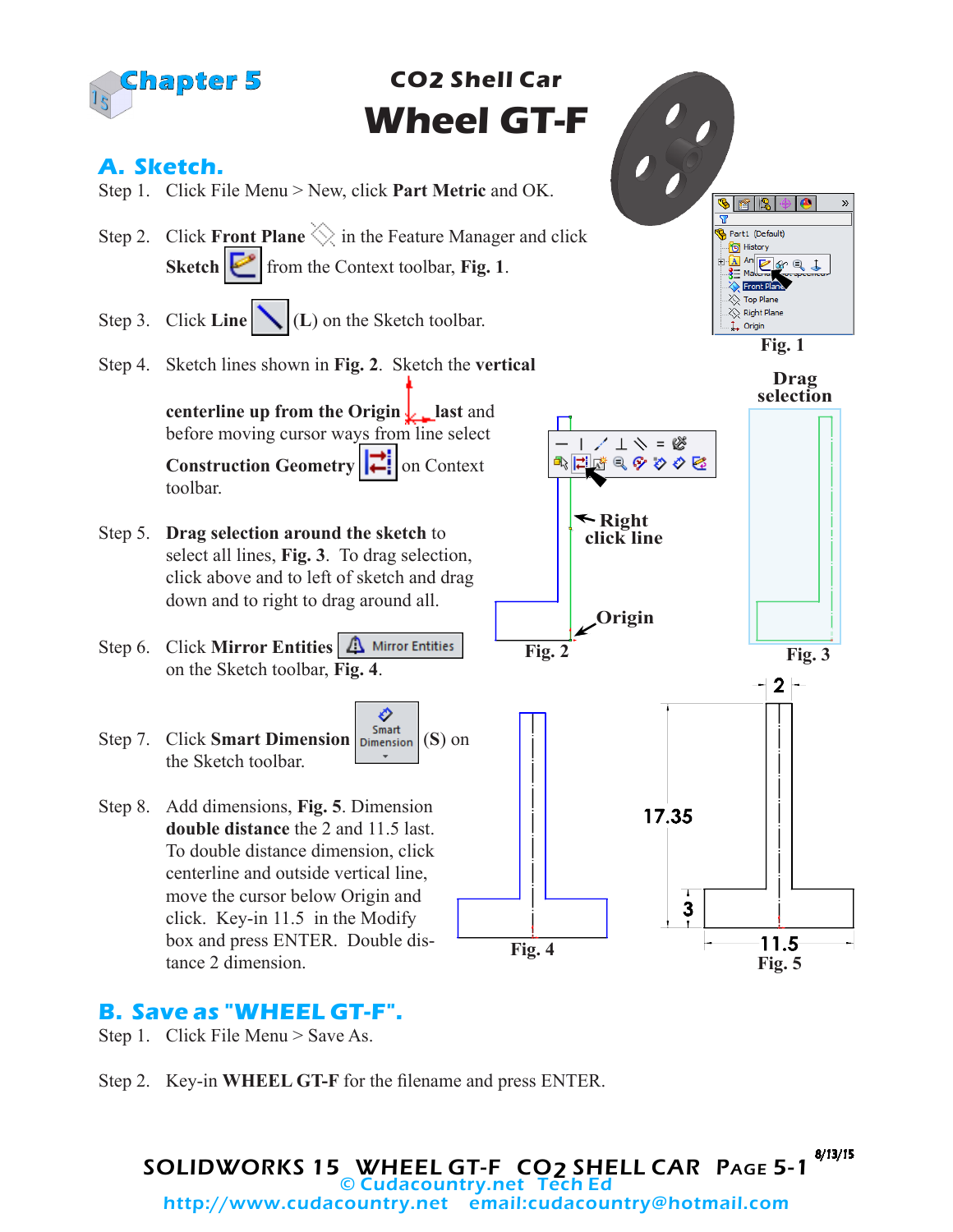Chapter 5

# CO2 Shell Car
# Wheel GT-F

## A. Sketch.

Step 1. Click File Menu > New, click **Part Metric** and OK.

Step 2. Click **Front Plane** in the Feature Manager and click **Sketch** from the Context toolbar, **Fig. 1**.

Step 3. Click **Line** (**L**) on the Sketch toolbar.

Step 4. Sketch lines shown in **Fig. 2**. Sketch the **vertical centerline up from the Origin** last and before moving cursor ways from line select **Construction Geometry** on Context toolbar.

Step 5. **Drag selection around the sketch** to select all lines, **Fig. 3**. To drag selection, click above and to left of sketch and drag down and to right to drag around all.

Step 6. Click **Mirror Entities** on the Sketch toolbar, **Fig. 4**.

Step 7. Click **Smart Dimension** (**S**) on the Sketch toolbar.

Step 8. Add dimensions, **Fig. 5**. Dimension **double distance** the 2 and 11.5 last. To double distance dimension, click centerline and outside vertical line, move the cursor below Origin and click. Key-in 11.5 in the Modify box and press ENTER. Double distance 2 dimension.

**Fig. 1**

Right click line

Origin

**Fig. 2**

Drag selection

**Fig. 3**

**Fig. 4**

2

17.35

3

11.5

**Fig. 5**

## B. Save as "WHEEL GT-F".

Step 1. Click File Menu > Save As.

Step 2. Key-in **WHEEL GT-F** for the filename and press ENTER.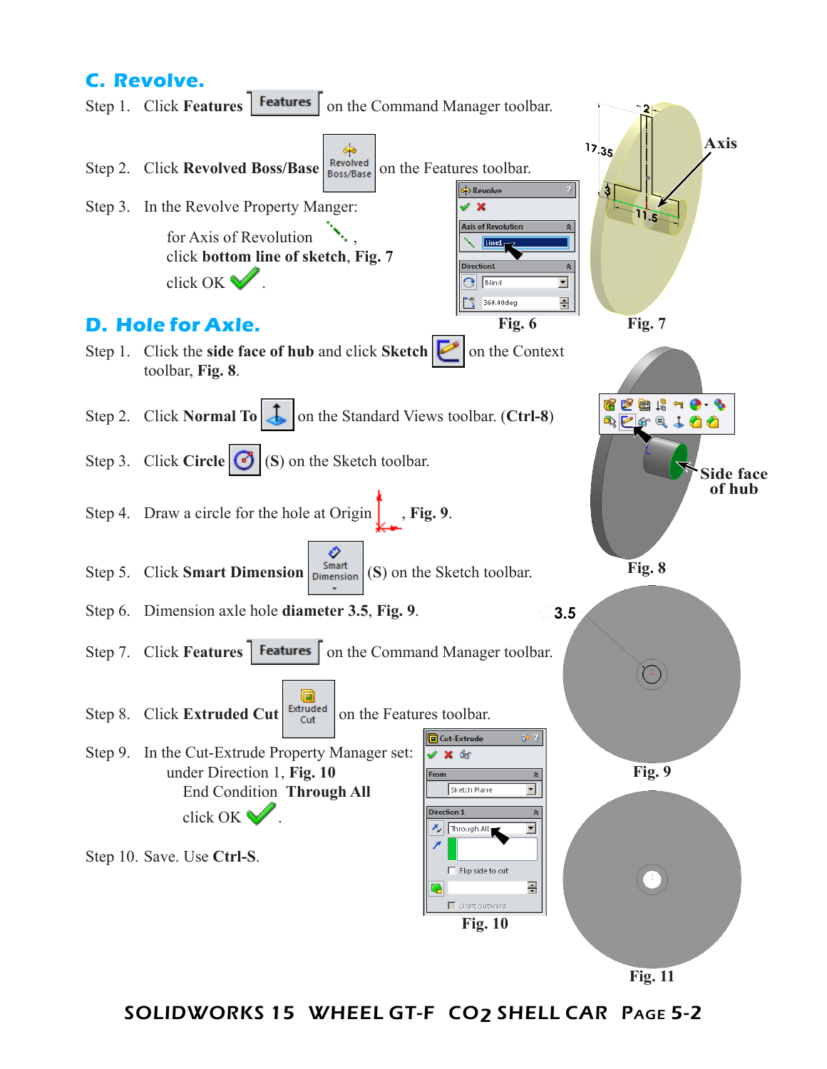## C. Revolve.

Step 1. Click **Features** [Features] on the Command Manager toolbar.

Step 2. Click **Revolved Boss/Base** [Revolved Boss/Base] on the Features toolbar.

Step 3. In the Revolve Property Manger:

for Axis of Revolution ,
click **bottom line of sketch**, **Fig. 7**
click OK .

Fig. 6

Fig. 7

## D. Hole for Axle.

Step 1. Click the **side face of hub** and click **Sketch** on the Context toolbar, **Fig. 8**.

Step 2. Click **Normal To** on the Standard Views toolbar. **(Ctrl-8)**

Step 3. Click **Circle** (**S**) on the Sketch toolbar.

Step 4. Draw a circle for the hole at Origin , **Fig. 9**.

Step 5. Click **Smart Dimension** [Smart Dimension] (**S**) on the Sketch toolbar.

Step 6. Dimension axle hole **diameter 3.5**, **Fig. 9**.

Step 7. Click **Features** [Features] on the Command Manager toolbar.

Step 8. Click **Extruded Cut** [Extruded Cut] on the Features toolbar.

Step 9. In the Cut-Extrude Property Manager set:
under Direction 1, **Fig. 10**
End Condition **Through All**
click OK .

Step 10. Save. Use **Ctrl-S**.

Fig. 8

Fig. 9

Fig. 10

Fig. 11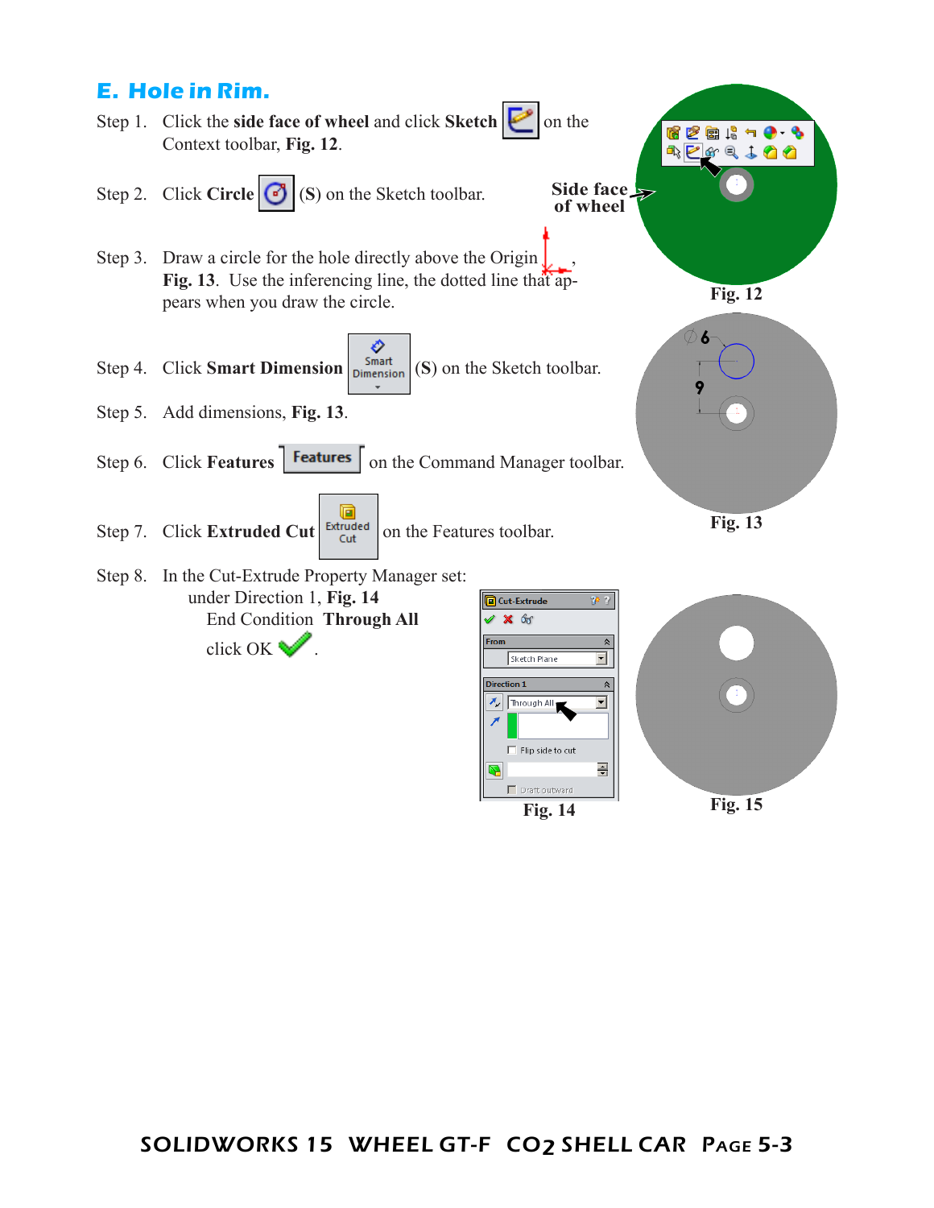## E. Hole in Rim.

Step 1. Click the **side face of wheel** and click **Sketch** on the Context toolbar, **Fig. 12**.

Step 2. Click **Circle** (**S**) on the Sketch toolbar.

Step 3. Draw a circle for the hole directly above the Origin, **Fig. 13**. Use the inferencing line, the dotted line that appears when you draw the circle.

Step 4. Click **Smart Dimension** (**S**) on the Sketch toolbar.

Step 5. Add dimensions, **Fig. 13**.

Step 6. Click **Features** on the Command Manager toolbar.

Step 7. Click **Extruded Cut** on the Features toolbar.

Step 8. In the Cut-Extrude Property Manager set:
under Direction 1, **Fig. 14**
End Condition **Through All**
click OK.

**Side face of wheel**

**Fig. 12**

Ø6

9

**Fig. 13**

**Fig. 14**

**Fig. 15**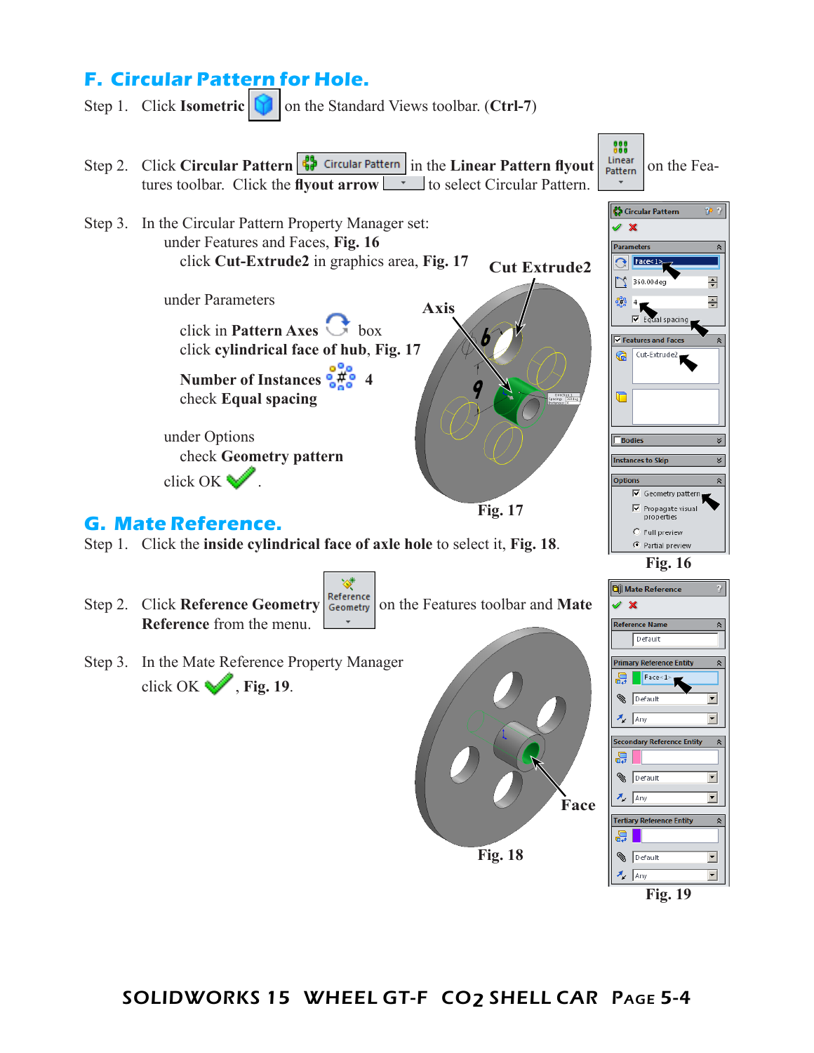## F. Circular Pattern for Hole.

Step 1. Click **Isometric** on the Standard Views toolbar. (**Ctrl-7**)

Step 2. Click **Circular Pattern** in the **Linear Pattern flyout** on the Features toolbar. Click the **flyout arrow** to select Circular Pattern.

Step 3. In the Circular Pattern Property Manager set:

under Features and Faces, **Fig. 16**

click **Cut-Extrude2** in graphics area, **Fig. 17**

under Parameters

click in **Pattern Axes** box

click **cylindrical face of hub**, **Fig. 17**

**Number of Instances** 4

check **Equal spacing**

under Options

check **Geometry pattern**

click OK .

Fig. 17

Fig. 16

## G. Mate Reference.

Step 1. Click the **inside cylindrical face of axle hole** to select it, **Fig. 18**.

Step 2. Click **Reference Geometry** on the Features toolbar and **Mate Reference** from the menu.

Step 3. In the Mate Reference Property Manager click OK , **Fig. 19**.

Fig. 18

Fig. 19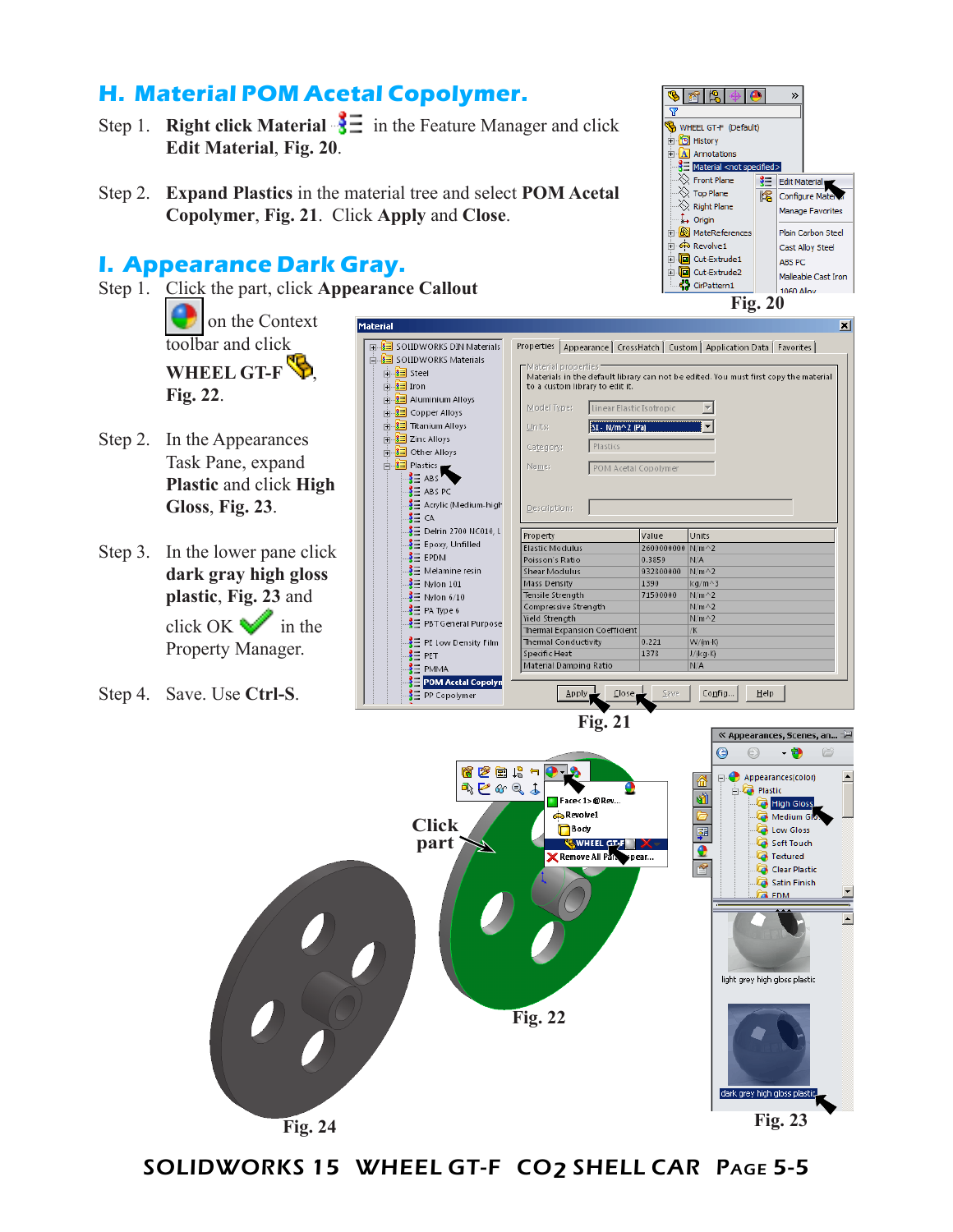## H. Material POM Acetal Copolymer.

Step 1. **Right click Material** in the Feature Manager and click **Edit Material**, **Fig. 20**.

Step 2. **Expand Plastics** in the material tree and select **POM Acetal Copolymer**, **Fig. 21**. Click **Apply** and **Close**.

Fig. 20

## I. Appearance Dark Gray.

Step 1. Click the part, click **Appearance Callout** on the Context toolbar and click **WHEEL GT-F**, **Fig. 22**.

Step 2. In the Appearances Task Pane, expand **Plastic** and click **High Gloss**, **Fig. 23**.

Step 3. In the lower pane click **dark gray high gloss plastic**, **Fig. 23** and click OK in the Property Manager.

Step 4. Save. Use **Ctrl-S**.

Fig. 21

Click part

Fig. 22

Fig. 23

Fig. 24